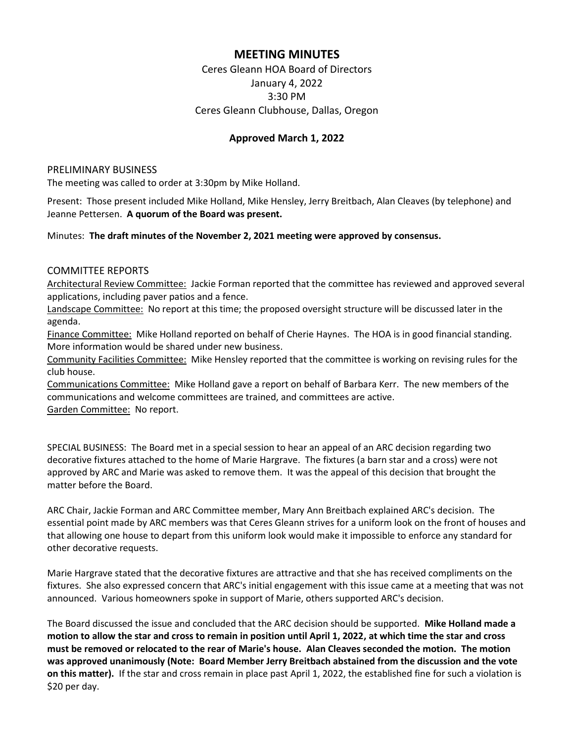# MEETING MINUTES

Ceres Gleann HOA Board of Directors
January 4, 2022
3:30 PM
Ceres Gleann Clubhouse, Dallas, Oregon

**Approved March 1, 2022**

## PRELIMINARY BUSINESS

The meeting was called to order at 3:30pm by Mike Holland.

Present: Those present included Mike Holland, Mike Hensley, Jerry Breitbach, Alan Cleaves (by telephone) and Jeanne Pettersen. **A quorum of the Board was present.**

Minutes: **The draft minutes of the November 2, 2021 meeting were approved by consensus.**

## COMMITTEE REPORTS

Architectural Review Committee: Jackie Forman reported that the committee has reviewed and approved several applications, including paver patios and a fence.

Landscape Committee: No report at this time; the proposed oversight structure will be discussed later in the agenda.

Finance Committee: Mike Holland reported on behalf of Cherie Haynes. The HOA is in good financial standing. More information would be shared under new business.

Community Facilities Committee: Mike Hensley reported that the committee is working on revising rules for the club house.

Communications Committee: Mike Holland gave a report on behalf of Barbara Kerr. The new members of the communications and welcome committees are trained, and committees are active.

Garden Committee: No report.

SPECIAL BUSINESS: The Board met in a special session to hear an appeal of an ARC decision regarding two decorative fixtures attached to the home of Marie Hargrave. The fixtures (a barn star and a cross) were not approved by ARC and Marie was asked to remove them. It was the appeal of this decision that brought the matter before the Board.

ARC Chair, Jackie Forman and ARC Committee member, Mary Ann Breitbach explained ARC's decision. The essential point made by ARC members was that Ceres Gleann strives for a uniform look on the front of houses and that allowing one house to depart from this uniform look would make it impossible to enforce any standard for other decorative requests.

Marie Hargrave stated that the decorative fixtures are attractive and that she has received compliments on the fixtures. She also expressed concern that ARC's initial engagement with this issue came at a meeting that was not announced. Various homeowners spoke in support of Marie, others supported ARC's decision.

The Board discussed the issue and concluded that the ARC decision should be supported. **Mike Holland made a motion to allow the star and cross to remain in position until April 1, 2022, at which time the star and cross must be removed or relocated to the rear of Marie's house. Alan Cleaves seconded the motion. The motion was approved unanimously (Note: Board Member Jerry Breitbach abstained from the discussion and the vote on this matter).** If the star and cross remain in place past April 1, 2022, the established fine for such a violation is $20 per day.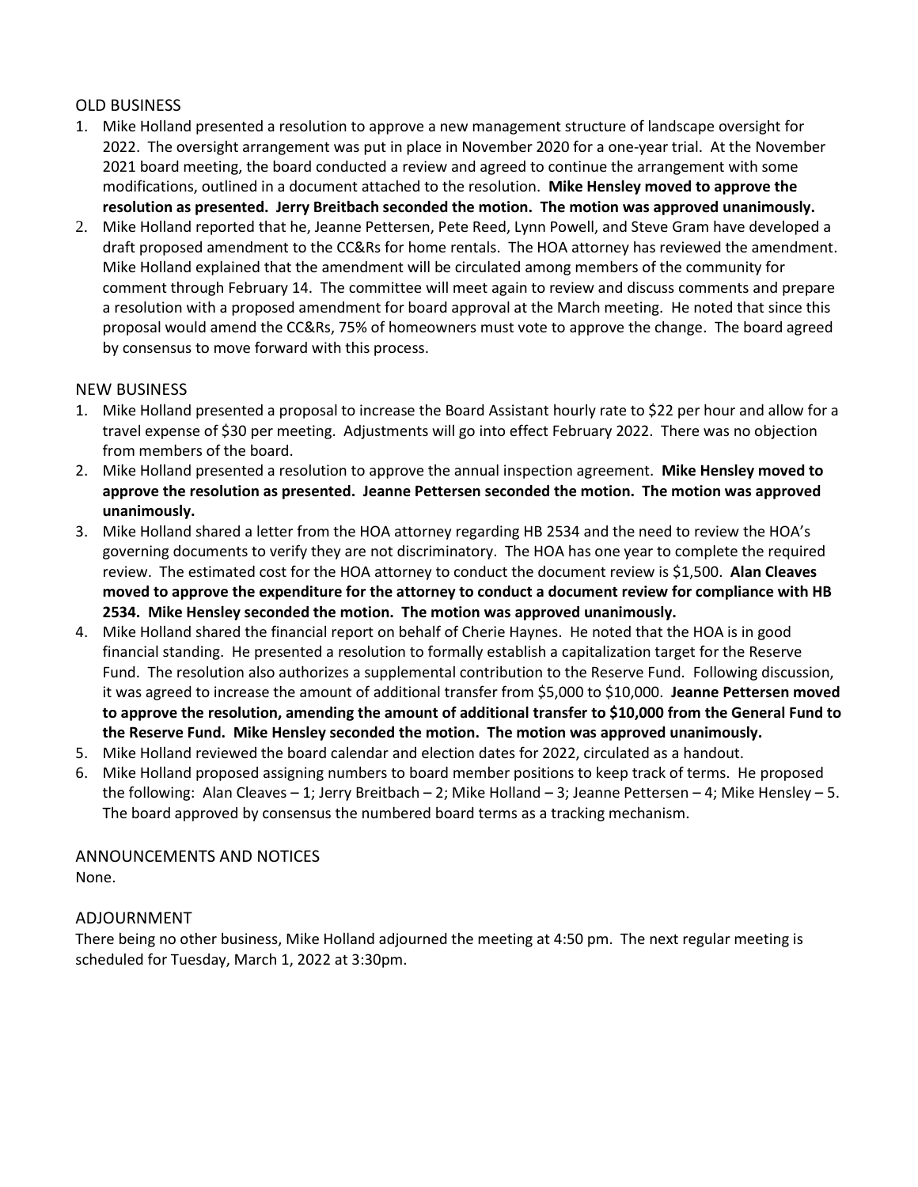## OLD BUSINESS

1. Mike Holland presented a resolution to approve a new management structure of landscape oversight for 2022. The oversight arrangement was put in place in November 2020 for a one-year trial. At the November 2021 board meeting, the board conducted a review and agreed to continue the arrangement with some modifications, outlined in a document attached to the resolution. **Mike Hensley moved to approve the resolution as presented. Jerry Breitbach seconded the motion. The motion was approved unanimously.**
2. Mike Holland reported that he, Jeanne Pettersen, Pete Reed, Lynn Powell, and Steve Gram have developed a draft proposed amendment to the CC&Rs for home rentals. The HOA attorney has reviewed the amendment. Mike Holland explained that the amendment will be circulated among members of the community for comment through February 14. The committee will meet again to review and discuss comments and prepare a resolution with a proposed amendment for board approval at the March meeting. He noted that since this proposal would amend the CC&Rs, 75% of homeowners must vote to approve the change. The board agreed by consensus to move forward with this process.

## NEW BUSINESS

1. Mike Holland presented a proposal to increase the Board Assistant hourly rate to $22 per hour and allow for a travel expense of $30 per meeting. Adjustments will go into effect February 2022. There was no objection from members of the board.
2. Mike Holland presented a resolution to approve the annual inspection agreement. **Mike Hensley moved to approve the resolution as presented. Jeanne Pettersen seconded the motion. The motion was approved unanimously.**
3. Mike Holland shared a letter from the HOA attorney regarding HB 2534 and the need to review the HOA's governing documents to verify they are not discriminatory. The HOA has one year to complete the required review. The estimated cost for the HOA attorney to conduct the document review is $1,500. **Alan Cleaves moved to approve the expenditure for the attorney to conduct a document review for compliance with HB 2534. Mike Hensley seconded the motion. The motion was approved unanimously.**
4. Mike Holland shared the financial report on behalf of Cherie Haynes. He noted that the HOA is in good financial standing. He presented a resolution to formally establish a capitalization target for the Reserve Fund. The resolution also authorizes a supplemental contribution to the Reserve Fund. Following discussion, it was agreed to increase the amount of additional transfer from $5,000 to $10,000. **Jeanne Pettersen moved to approve the resolution, amending the amount of additional transfer to $10,000 from the General Fund to the Reserve Fund. Mike Hensley seconded the motion. The motion was approved unanimously.**
5. Mike Holland reviewed the board calendar and election dates for 2022, circulated as a handout.
6. Mike Holland proposed assigning numbers to board member positions to keep track of terms. He proposed the following: Alan Cleaves – 1; Jerry Breitbach – 2; Mike Holland – 3; Jeanne Pettersen – 4; Mike Hensley – 5. The board approved by consensus the numbered board terms as a tracking mechanism.

## ANNOUNCEMENTS AND NOTICES

None.

## ADJOURNMENT

There being no other business, Mike Holland adjourned the meeting at 4:50 pm. The next regular meeting is scheduled for Tuesday, March 1, 2022 at 3:30pm.